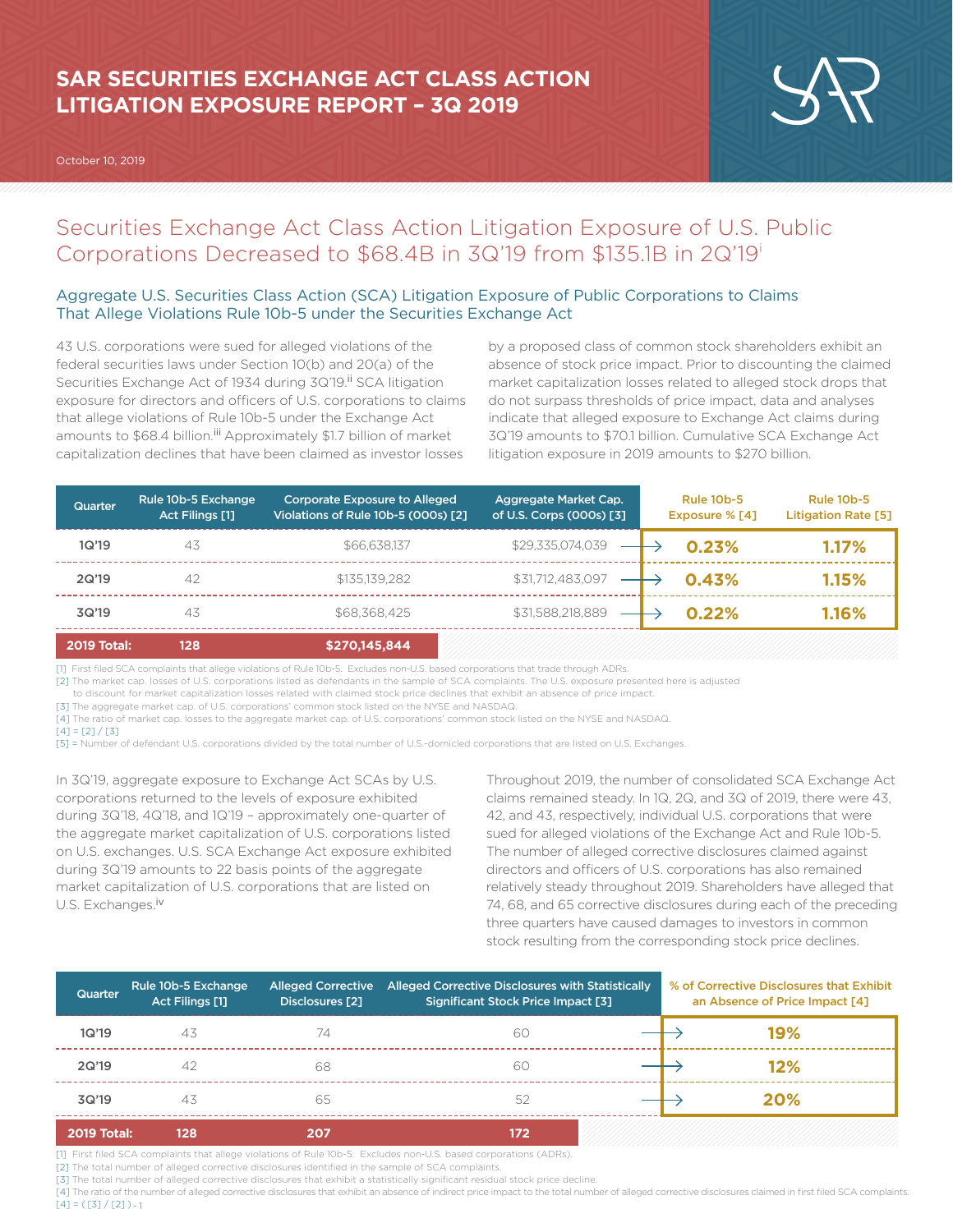# SAR SECURITIES EXCHANGE ACT CLASS ACTION LITIGATION EXPOSURE REPORT – 3Q 2019

October 10, 2019

## Securities Exchange Act Class Action Litigation Exposure of U.S. Public Corporations Decreased to $68.4B in 3Q'19 from $135.1B in 2Q'19[i]

### Aggregate U.S. Securities Class Action (SCA) Litigation Exposure of Public Corporations to Claims That Allege Violations Rule 10b-5 under the Securities Exchange Act

43 U.S. corporations were sued for alleged violations of the federal securities laws under Section 10(b) and 20(a) of the Securities Exchange Act of 1934 during 3Q'19.[ii] SCA litigation exposure for directors and officers of U.S. corporations to claims that allege violations of Rule 10b-5 under the Exchange Act amounts to $68.4 billion.[iii] Approximately $1.7 billion of market capitalization declines that have been claimed as investor losses by a proposed class of common stock shareholders exhibit an absence of stock price impact. Prior to discounting the claimed market capitalization losses related to alleged stock drops that do not surpass thresholds of price impact, data and analyses indicate that alleged exposure to Exchange Act claims during 3Q'19 amounts to $70.1 billion. Cumulative SCA Exchange Act litigation exposure in 2019 amounts to $270 billion.

| Quarter | Rule 10b-5 Exchange Act Filings [1] | Corporate Exposure to Alleged Violations of Rule 10b-5 (000s) [2] | Aggregate Market Cap. of U.S. Corps (000s) [3] | Rule 10b-5 Exposure % [4] | Rule 10b-5 Litigation Rate [5] |
|---|---|---|---|---|---|
| 1Q'19 | 43 | $66,638,137 | $29,335,074,039 | 0.23% | 1.17% |
| 2Q'19 | 42 | $135,139,282 | $31,712,483,097 | 0.43% | 1.15% |
| 3Q'19 | 43 | $68,368,425 | $31,588,218,889 | 0.22% | 1.16% |
| **2019 Total:** | **128** | **$270,145,844** | | | |

[1] First filed SCA complaints that allege violations of Rule 10b-5. Excludes non-U.S. based corporations that trade through ADRs.
[2] The market cap. losses of U.S. corporations listed as defendants in the sample of SCA complaints. The U.S. exposure presented here is adjusted to discount for market capitalization losses related with claimed stock price declines that exhibit an absence of price impact.
[3] The aggregate market cap. of U.S. corporations' common stock listed on the NYSE and NASDAQ.
[4] The ratio of market cap. losses to the aggregate market cap. of U.S. corporations' common stock listed on the NYSE and NASDAQ.
[4] = [2] / [3]
[5] = Number of defendant U.S. corporations divided by the total number of U.S.-domiciled corporations that are listed on U.S. Exchanges.

In 3Q'19, aggregate exposure to Exchange Act SCAs by U.S. corporations returned to the levels of exposure exhibited during 3Q'18, 4Q'18, and 1Q'19 – approximately one-quarter of the aggregate market capitalization of U.S. corporations listed on U.S. exchanges. U.S. SCA Exchange Act exposure exhibited during 3Q'19 amounts to 22 basis points of the aggregate market capitalization of U.S. corporations that are listed on U.S. Exchanges.[iv]

Throughout 2019, the number of consolidated SCA Exchange Act claims remained steady. In 1Q, 2Q, and 3Q of 2019, there were 43, 42, and 43, respectively, individual U.S. corporations that were sued for alleged violations of the Exchange Act and Rule 10b-5. The number of alleged corrective disclosures claimed against directors and officers of U.S. corporations has also remained relatively steady throughout 2019. Shareholders have alleged that 74, 68, and 65 corrective disclosures during each of the preceding three quarters have caused damages to investors in common stock resulting from the corresponding stock price declines.

| Quarter | Rule 10b-5 Exchange Act Filings [1] | Alleged Corrective Disclosures [2] | Alleged Corrective Disclosures with Statistically Significant Stock Price Impact [3] | % of Corrective Disclosures that Exhibit an Absence of Price Impact [4] |
|---|---|---|---|---|
| 1Q'19 | 43 | 74 | 60 | 19% |
| 2Q'19 | 42 | 68 | 60 | 12% |
| 3Q'19 | 43 | 65 | 52 | 20% |
| **2019 Total:** | **128** | **207** | **172** | |

[1] First filed SCA complaints that allege violations of Rule 10b-5. Excludes non-U.S. based corporations (ADRs).
[2] The total number of alleged corrective disclosures identified in the sample of SCA complaints.
[3] The total number of alleged corrective disclosures that exhibit a statistically significant residual stock price decline.
[4] The ratio of the number of alleged corrective disclosures that exhibit an absence of indirect price impact to the total number of alleged corrective disclosures claimed in first filed SCA complaints.
[4] = ( [3] / [2] ) - 1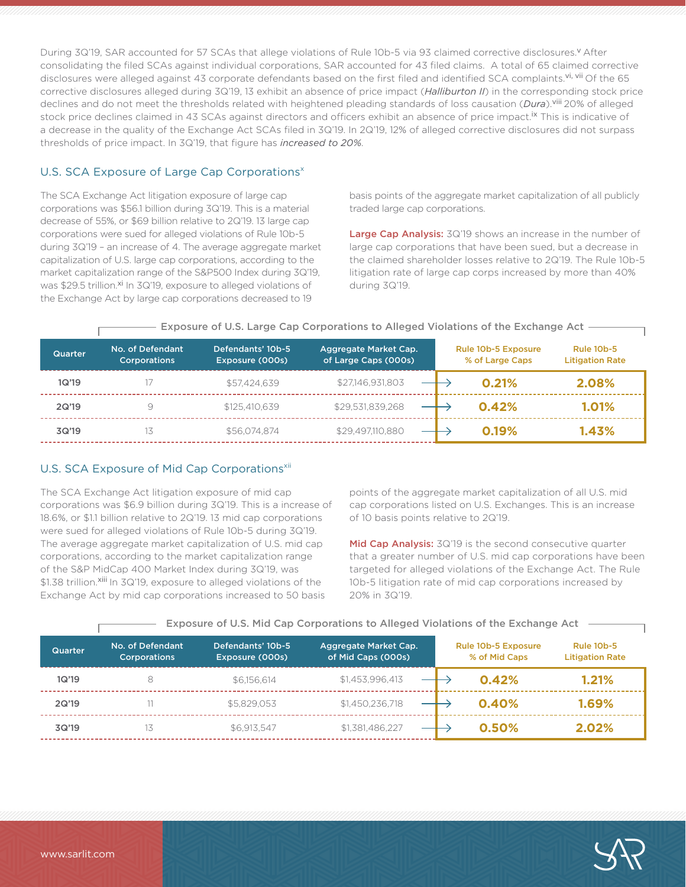During 3Q'19, SAR accounted for 57 SCAs that allege violations of Rule 10b-5 via 93 claimed corrective disclosures.[v] After consolidating the filed SCAs against individual corporations, SAR accounted for 43 filed claims. A total of 65 claimed corrective disclosures were alleged against 43 corporate defendants based on the first filed and identified SCA complaints.[vi, vii] Of the 65 corrective disclosures alleged during 3Q'19, 13 exhibit an absence of price impact (*Halliburton II*) in the corresponding stock price declines and do not meet the thresholds related with heightened pleading standards of loss causation (*Dura*).[viii] 20% of alleged stock price declines claimed in 43 SCAs against directors and officers exhibit an absence of price impact.[ix] This is indicative of a decrease in the quality of the Exchange Act SCAs filed in 3Q'19. In 2Q'19, 12% of alleged corrective disclosures did not surpass thresholds of price impact. In 3Q'19, that figure has *increased to 20%*.

## U.S. SCA Exposure of Large Cap Corporations[x]

The SCA Exchange Act litigation exposure of large cap corporations was $56.1 billion during 3Q'19. This is a material decrease of 55%, or $69 billion relative to 2Q'19. 13 large cap corporations were sued for alleged violations of Rule 10b-5 during 3Q'19 – an increase of 4. The average aggregate market capitalization of U.S. large cap corporations, according to the market capitalization range of the S&P500 Index during 3Q'19, was $29.5 trillion.[xi] In 3Q'19, exposure to alleged violations of the Exchange Act by large cap corporations decreased to 19 basis points of the aggregate market capitalization of all publicly traded large cap corporations.

**Large Cap Analysis:** 3Q'19 shows an increase in the number of large cap corporations that have been sued, but a decrease in the claimed shareholder losses relative to 2Q'19. The Rule 10b-5 litigation rate of large cap corps increased by more than 40% during 3Q'19.

**Exposure of U.S. Large Cap Corporations to Alleged Violations of the Exchange Act**

| Quarter | No. of Defendant Corporations | Defendants' 10b-5 Exposure (000s) | Aggregate Market Cap. of Large Caps (000s) | Rule 10b-5 Exposure % of Large Caps | Rule 10b-5 Litigation Rate |
|---|---|---|---|---|---|
| 1Q'19 | 17 | $57,424,639 | $27,146,931,803 | 0.21% | 2.08% |
| 2Q'19 | 9 | $125,410,639 | $29,531,839,268 | 0.42% | 1.01% |
| 3Q'19 | 13 | $56,074,874 | $29,497,110,880 | 0.19% | 1.43% |

## U.S. SCA Exposure of Mid Cap Corporations[xii]

The SCA Exchange Act litigation exposure of mid cap corporations was $6.9 billion during 3Q'19. This is a increase of 18.6%, or $1.1 billion relative to 2Q'19. 13 mid cap corporations were sued for alleged violations of Rule 10b-5 during 3Q'19. The average aggregate market capitalization of U.S. mid cap corporations, according to the market capitalization range of the S&P MidCap 400 Market Index during 3Q'19, was $1.38 trillion.[xiii] In 3Q'19, exposure to alleged violations of the Exchange Act by mid cap corporations increased to 50 basis points of the aggregate market capitalization of all U.S. mid cap corporations listed on U.S. Exchanges. This is an increase of 10 basis points relative to 2Q'19.

**Mid Cap Analysis:** 3Q'19 is the second consecutive quarter that a greater number of U.S. mid cap corporations have been targeted for alleged violations of the Exchange Act. The Rule 10b-5 litigation rate of mid cap corporations increased by 20% in 3Q'19.

**Exposure of U.S. Mid Cap Corporations to Alleged Violations of the Exchange Act**

| Quarter | No. of Defendant Corporations | Defendants' 10b-5 Exposure (000s) | Aggregate Market Cap. of Mid Caps (000s) | Rule 10b-5 Exposure % of Mid Caps | Rule 10b-5 Litigation Rate |
|---|---|---|---|---|---|
| 1Q'19 | 8 | $6,156,614 | $1,453,996,413 | 0.42% | 1.21% |
| 2Q'19 | 11 | $5,829,053 | $1,450,236,718 | 0.40% | 1.69% |
| 3Q'19 | 13 | $6,913,547 | $1,381,486,227 | 0.50% | 2.02% |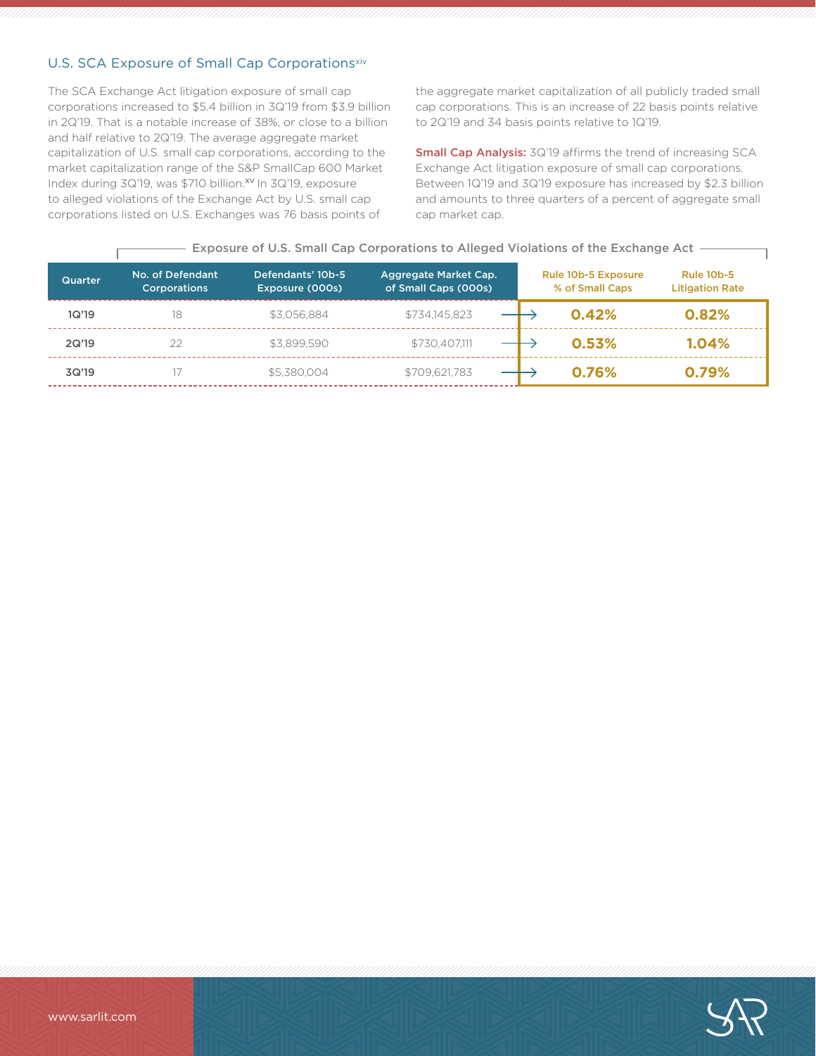## U.S. SCA Exposure of Small Cap Corporations[xiv]

The SCA Exchange Act litigation exposure of small cap corporations increased to $5.4 billion in 3Q'19 from $3.9 billion in 2Q'19. That is a notable increase of 38%, or close to a billion and half relative to 2Q'19. The average aggregate market capitalization of U.S. small cap corporations, according to the market capitalization range of the S&P SmallCap 600 Market Index during 3Q'19, was $710 billion.[XV] In 3Q'19, exposure to alleged violations of the Exchange Act by U.S. small cap corporations listed on U.S. Exchanges was 76 basis points of the aggregate market capitalization of all publicly traded small cap corporations. This is an increase of 22 basis points relative to 2Q'19 and 34 basis points relative to 1Q'19.

**Small Cap Analysis:** 3Q'19 affirms the trend of increasing SCA Exchange Act litigation exposure of small cap corporations. Between 1Q'19 and 3Q'19 exposure has increased by $2.3 billion and amounts to three quarters of a percent of aggregate small cap market cap.

**Exposure of U.S. Small Cap Corporations to Alleged Violations of the Exchange Act**

| Quarter | No. of Defendant Corporations | Defendants' 10b-5 Exposure (000s) | Aggregate Market Cap. of Small Caps (000s) | Rule 10b-5 Exposure % of Small Caps | Rule 10b-5 Litigation Rate |
|---|---|---|---|---|---|
| 1Q'19 | 18 | $3,056,884 | $734,145,823 | 0.42% | 0.82% |
| 2Q'19 | 22 | $3,899,590 | $730,407,111 | 0.53% | 1.04% |
| 3Q'19 | 17 | $5,380,004 | $709,621,783 | 0.76% | 0.79% |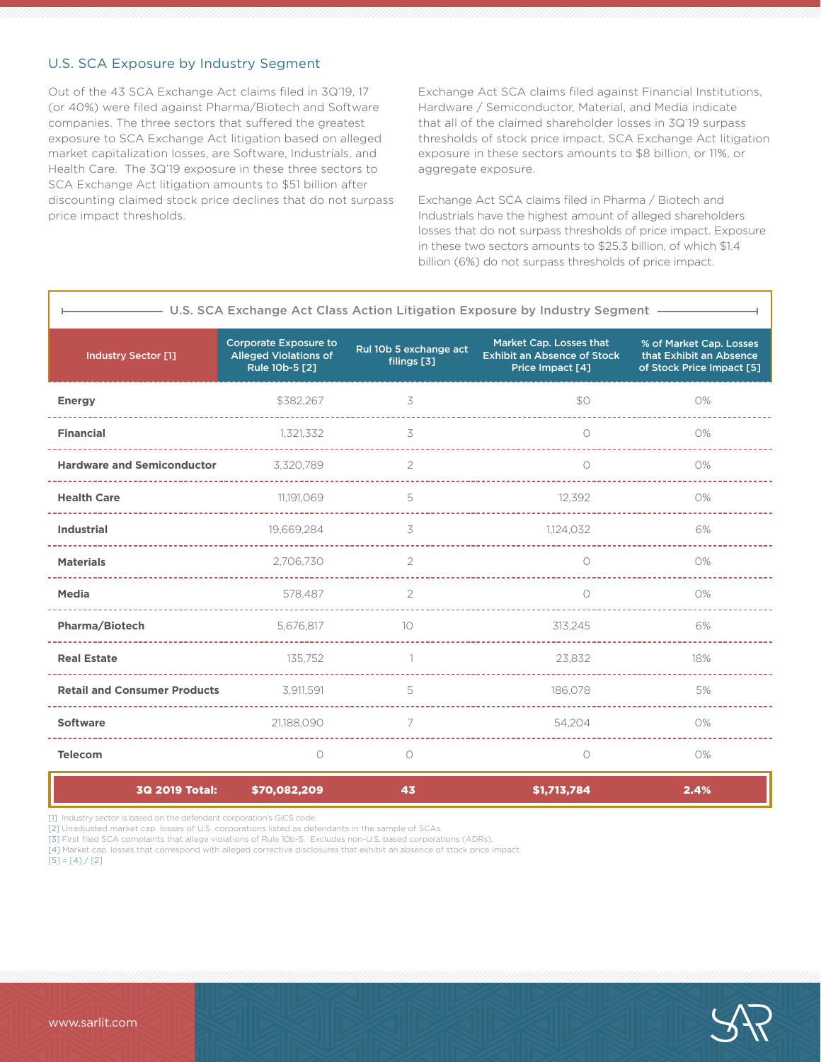## U.S. SCA Exposure by Industry Segment

Out of the 43 SCA Exchange Act claims filed in 3Q'19, 17 (or 40%) were filed against Pharma/Biotech and Software companies. The three sectors that suffered the greatest exposure to SCA Exchange Act litigation based on alleged market capitalization losses, are Software, Industrials, and Health Care. The 3Q'19 exposure in these three sectors to SCA Exchange Act litigation amounts to $51 billion after discounting claimed stock price declines that do not surpass price impact thresholds.

Exchange Act SCA claims filed against Financial Institutions, Hardware / Semiconductor, Material, and Media indicate that all of the claimed shareholder losses in 3Q'19 surpass thresholds of stock price impact. SCA Exchange Act litigation exposure in these sectors amounts to $8 billion, or 11%, or aggregate exposure.

Exchange Act SCA claims filed in Pharma / Biotech and Industrials have the highest amount of alleged shareholders losses that do not surpass thresholds of price impact. Exposure in these two sectors amounts to $25.3 billion, of which $1.4 billion (6%) do not surpass thresholds of price impact.

### U.S. SCA Exchange Act Class Action Litigation Exposure by Industry Segment

| Industry Sector [1] | Corporate Exposure to Alleged Violations of Rule 10b-5 [2] | Rul 10b 5 exchange act filings [3] | Market Cap. Losses that Exhibit an Absence of Stock Price Impact [4] | % of Market Cap. Losses that Exhibit an Absence of Stock Price Impact [5] |
|---|---|---|---|---|
| **Energy** | $382,267 | 3 | $0 | 0% |
| **Financial** | 1,321,332 | 3 | 0 | 0% |
| **Hardware and Semiconductor** | 3,320,789 | 2 | 0 | 0% |
| **Health Care** | 11,191,069 | 5 | 12,392 | 0% |
| **Industrial** | 19,669,284 | 3 | 1,124,032 | 6% |
| **Materials** | 2,706,730 | 2 | 0 | 0% |
| **Media** | 578,487 | 2 | 0 | 0% |
| **Pharma/Biotech** | 5,676,817 | 10 | 313,245 | 6% |
| **Real Estate** | 135,752 | 1 | 23,832 | 18% |
| **Retail and Consumer Products** | 3,911,591 | 5 | 186,078 | 5% |
| **Software** | 21,188,090 | 7 | 54,204 | 0% |
| **Telecom** | 0 | 0 | 0 | 0% |
| **3Q 2019 Total:** | **$70,082,209** | **43** | **$1,713,784** | **2.4%** |

[1] Industry sector is based on the defendant corporation's GICS code.
[2] Unadjusted market cap. losses of U.S. corporations listed as defendants in the sample of SCAs.
[3] First filed SCA complaints that allege violations of Rule 10b-5. Excludes non-U.S. based corporations (ADRs).
[4] Market cap. losses that correspond with alleged corrective disclosures that exhibit an absence of stock price impact.
[5] = [4] / [2]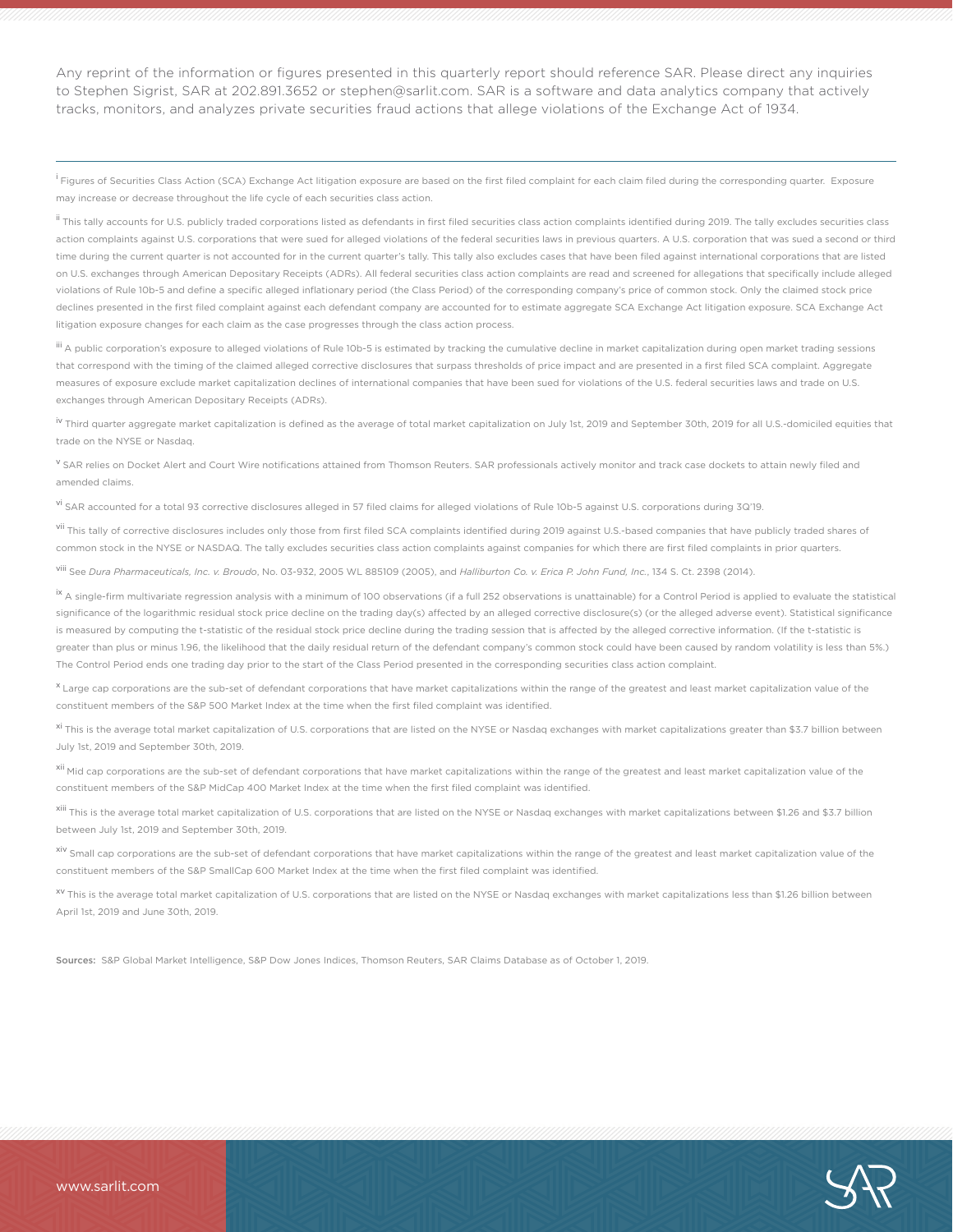Any reprint of the information or figures presented in this quarterly report should reference SAR. Please direct any inquiries to Stephen Sigrist, SAR at 202.891.3652 or stephen@sarlit.com. SAR is a software and data analytics company that actively tracks, monitors, and analyzes private securities fraud actions that allege violations of the Exchange Act of 1934.

---

[i] Figures of Securities Class Action (SCA) Exchange Act litigation exposure are based on the first filed complaint for each claim filed during the corresponding quarter. Exposure may increase or decrease throughout the life cycle of each securities class action.

[ii] This tally accounts for U.S. publicly traded corporations listed as defendants in first filed securities class action complaints identified during 2019. The tally excludes securities class action complaints against U.S. corporations that were sued for alleged violations of the federal securities laws in previous quarters. A U.S. corporation that was sued a second or third time during the current quarter is not accounted for in the current quarter's tally. This tally also excludes cases that have been filed against international corporations that are listed on U.S. exchanges through American Depositary Receipts (ADRs). All federal securities class action complaints are read and screened for allegations that specifically include alleged violations of Rule 10b-5 and define a specific alleged inflationary period (the Class Period) of the corresponding company's price of common stock. Only the claimed stock price declines presented in the first filed complaint against each defendant company are accounted for to estimate aggregate SCA Exchange Act litigation exposure. SCA Exchange Act litigation exposure changes for each claim as the case progresses through the class action process.

[iii] A public corporation's exposure to alleged violations of Rule 10b-5 is estimated by tracking the cumulative decline in market capitalization during open market trading sessions that correspond with the timing of the claimed alleged corrective disclosures that surpass thresholds of price impact and are presented in a first filed SCA complaint. Aggregate measures of exposure exclude market capitalization declines of international companies that have been sued for violations of the U.S. federal securities laws and trade on U.S. exchanges through American Depositary Receipts (ADRs).

[iv] Third quarter aggregate market capitalization is defined as the average of total market capitalization on July 1st, 2019 and September 30th, 2019 for all U.S.-domiciled equities that trade on the NYSE or Nasdaq.

[v] SAR relies on Docket Alert and Court Wire notifications attained from Thomson Reuters. SAR professionals actively monitor and track case dockets to attain newly filed and amended claims.

[vi] SAR accounted for a total 93 corrective disclosures alleged in 57 filed claims for alleged violations of Rule 10b-5 against U.S. corporations during 3Q'19.

[vii] This tally of corrective disclosures includes only those from first filed SCA complaints identified during 2019 against U.S.-based companies that have publicly traded shares of common stock in the NYSE or NASDAQ. The tally excludes securities class action complaints against companies for which there are first filed complaints in prior quarters.

[viii] See *Dura Pharmaceuticals, Inc. v. Broudo*, No. 03-932, 2005 WL 885109 (2005), and *Halliburton Co. v. Erica P. John Fund, Inc.*, 134 S. Ct. 2398 (2014).

[ix] A single-firm multivariate regression analysis with a minimum of 100 observations (if a full 252 observations is unattainable) for a Control Period is applied to evaluate the statistical significance of the logarithmic residual stock price decline on the trading day(s) affected by an alleged corrective disclosure(s) (or the alleged adverse event). Statistical significance is measured by computing the t-statistic of the residual stock price decline during the trading session that is affected by the alleged corrective information. (If the t-statistic is greater than plus or minus 1.96, the likelihood that the daily residual return of the defendant company's common stock could have been caused by random volatility is less than 5%.) The Control Period ends one trading day prior to the start of the Class Period presented in the corresponding securities class action complaint.

[x] Large cap corporations are the sub-set of defendant corporations that have market capitalizations within the range of the greatest and least market capitalization value of the constituent members of the S&P 500 Market Index at the time when the first filed complaint was identified.

[xi] This is the average total market capitalization of U.S. corporations that are listed on the NYSE or Nasdaq exchanges with market capitalizations greater than $3.7 billion between July 1st, 2019 and September 30th, 2019.

[xii] Mid cap corporations are the sub-set of defendant corporations that have market capitalizations within the range of the greatest and least market capitalization value of the constituent members of the S&P MidCap 400 Market Index at the time when the first filed complaint was identified.

[xiii] This is the average total market capitalization of U.S. corporations that are listed on the NYSE or Nasdaq exchanges with market capitalizations between $1.26 and $3.7 billion between July 1st, 2019 and September 30th, 2019.

[xiv] Small cap corporations are the sub-set of defendant corporations that have market capitalizations within the range of the greatest and least market capitalization value of the constituent members of the S&P SmallCap 600 Market Index at the time when the first filed complaint was identified.

[xv] This is the average total market capitalization of U.S. corporations that are listed on the NYSE or Nasdaq exchanges with market capitalizations less than $1.26 billion between April 1st, 2019 and June 30th, 2019.

**Sources:** S&P Global Market Intelligence, S&P Dow Jones Indices, Thomson Reuters, SAR Claims Database as of October 1, 2019.

www.sarlit.com